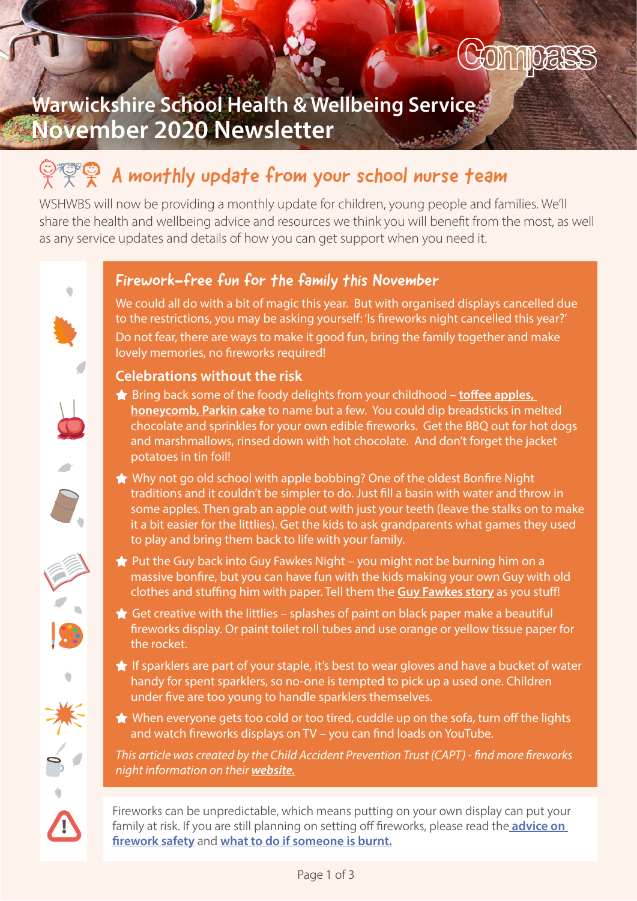# Warwickshire School Health & Wellbeing Service November 2020 Newsletter

## A monthly update from your school nurse team

WSHWBS will now be providing a monthly update for children, young people and families. We'll share the health and wellbeing advice and resources we think you will benefit from the most, as well as any service updates and details of how you can get support when you need it.

### Firework-free fun for the family this November

We could all do with a bit of magic this year. But with organised displays cancelled due to the restrictions, you may be asking yourself: 'Is fireworks night cancelled this year?'

Do not fear, there are ways to make it good fun, bring the family together and make lovely memories, no fireworks required!

#### Celebrations without the risk

- Bring back some of the foody delights from your childhood – **toffee apples, honeycomb, Parkin cake** to name but a few. You could dip breadsticks in melted chocolate and sprinkles for your own edible fireworks. Get the BBQ out for hot dogs and marshmallows, rinsed down with hot chocolate. And don't forget the jacket potatoes in tin foil!
- Why not go old school with apple bobbing? One of the oldest Bonfire Night traditions and it couldn't be simpler to do. Just fill a basin with water and throw in some apples. Then grab an apple out with just your teeth (leave the stalks on to make it a bit easier for the littlies). Get the kids to ask grandparents what games they used to play and bring them back to life with your family.
- Put the Guy back into Guy Fawkes Night – you might not be burning him on a massive bonfire, but you can have fun with the kids making your own Guy with old clothes and stuffing him with paper. Tell them the **Guy Fawkes story** as you stuff!
- Get creative with the littlies – splashes of paint on black paper make a beautiful fireworks display. Or paint toilet roll tubes and use orange or yellow tissue paper for the rocket.
- If sparklers are part of your staple, it's best to wear gloves and have a bucket of water handy for spent sparklers, so no-one is tempted to pick up a used one. Children under five are too young to handle sparklers themselves.
- When everyone gets too cold or too tired, cuddle up on the sofa, turn off the lights and watch fireworks displays on TV – you can find loads on YouTube.

*This article was created by the Child Accident Prevention Trust (CAPT) - find more fireworks night information on their* ***website.***

Fireworks can be unpredictable, which means putting on your own display can put your family at risk. If you are still planning on setting off fireworks, please read the **advice on firework safety** and **what to do if someone is burnt.**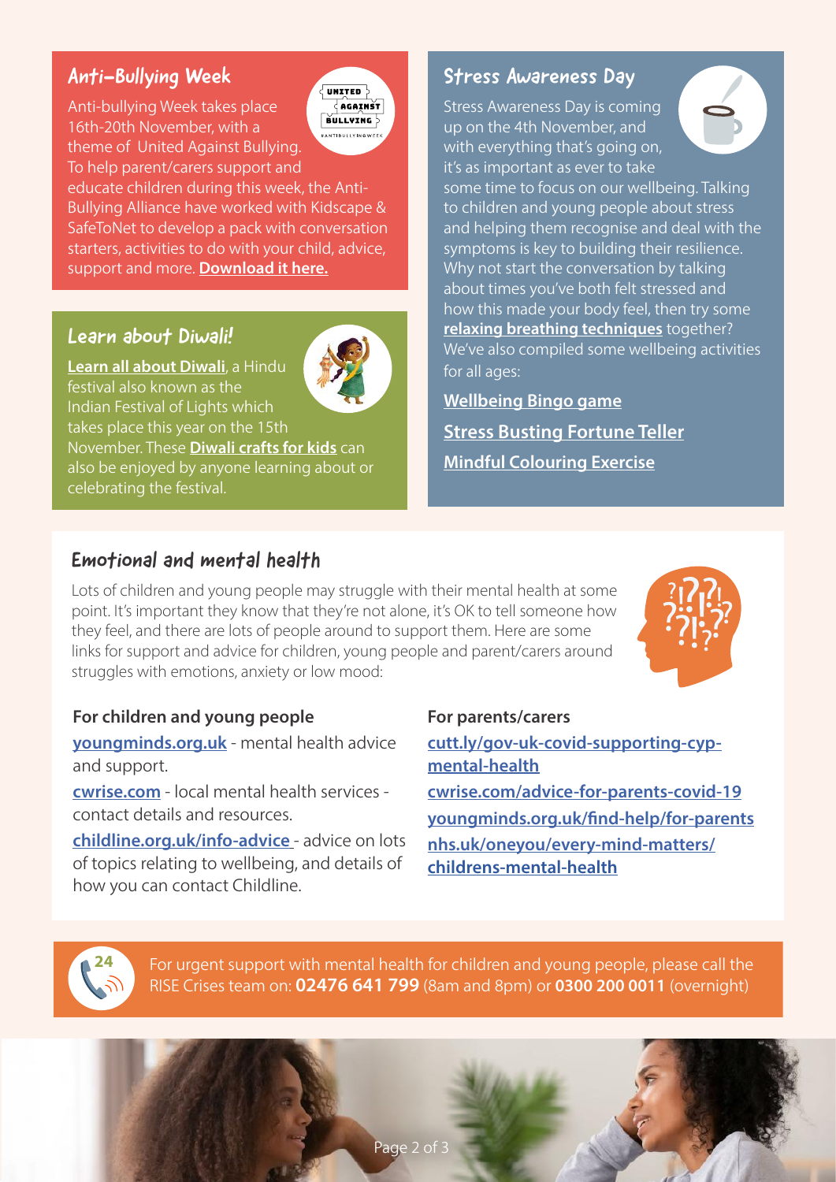## Anti-Bullying Week

Anti-bullying Week takes place 16th-20th November, with a theme of United Against Bullying. To help parent/carers support and educate children during this week, the Anti-Bullying Alliance have worked with Kidscape & SafeToNet to develop a pack with conversation starters, activities to do with your child, advice, support and more. **Download it here.**

## Learn about Diwali!

**Learn all about Diwali**, a Hindu festival also known as the Indian Festival of Lights which takes place this year on the 15th November. These **Diwali crafts for kids** can also be enjoyed by anyone learning about or celebrating the festival.

## Stress Awareness Day

Stress Awareness Day is coming up on the 4th November, and with everything that's going on, it's as important as ever to take some time to focus on our wellbeing. Talking to children and young people about stress and helping them recognise and deal with the symptoms is key to building their resilience. Why not start the conversation by talking about times you've both felt stressed and how this made your body feel, then try some **relaxing breathing techniques** together? We've also compiled some wellbeing activities for all ages:

**Wellbeing Bingo game**

**Stress Busting Fortune Teller**

**Mindful Colouring Exercise**

## Emotional and mental health

Lots of children and young people may struggle with their mental health at some point. It's important they know that they're not alone, it's OK to tell someone how they feel, and there are lots of people around to support them. Here are some links for support and advice for children, young people and parent/carers around struggles with emotions, anxiety or low mood:

**For children and young people**

**youngminds.org.uk** - mental health advice and support.

**cwrise.com** - local mental health services - contact details and resources.

**childline.org.uk/info-advice** - advice on lots of topics relating to wellbeing, and details of how you can contact Childline.

**For parents/carers**

**cutt.ly/gov-uk-covid-supporting-cyp-mental-health**

**cwrise.com/advice-for-parents-covid-19**

**youngminds.org.uk/find-help/for-parents**

**nhs.uk/oneyou/every-mind-matters/childrens-mental-health**

For urgent support with mental health for children and young people, please call the RISE Crises team on: **02476 641 799** (8am and 8pm) or **0300 200 0011** (overnight)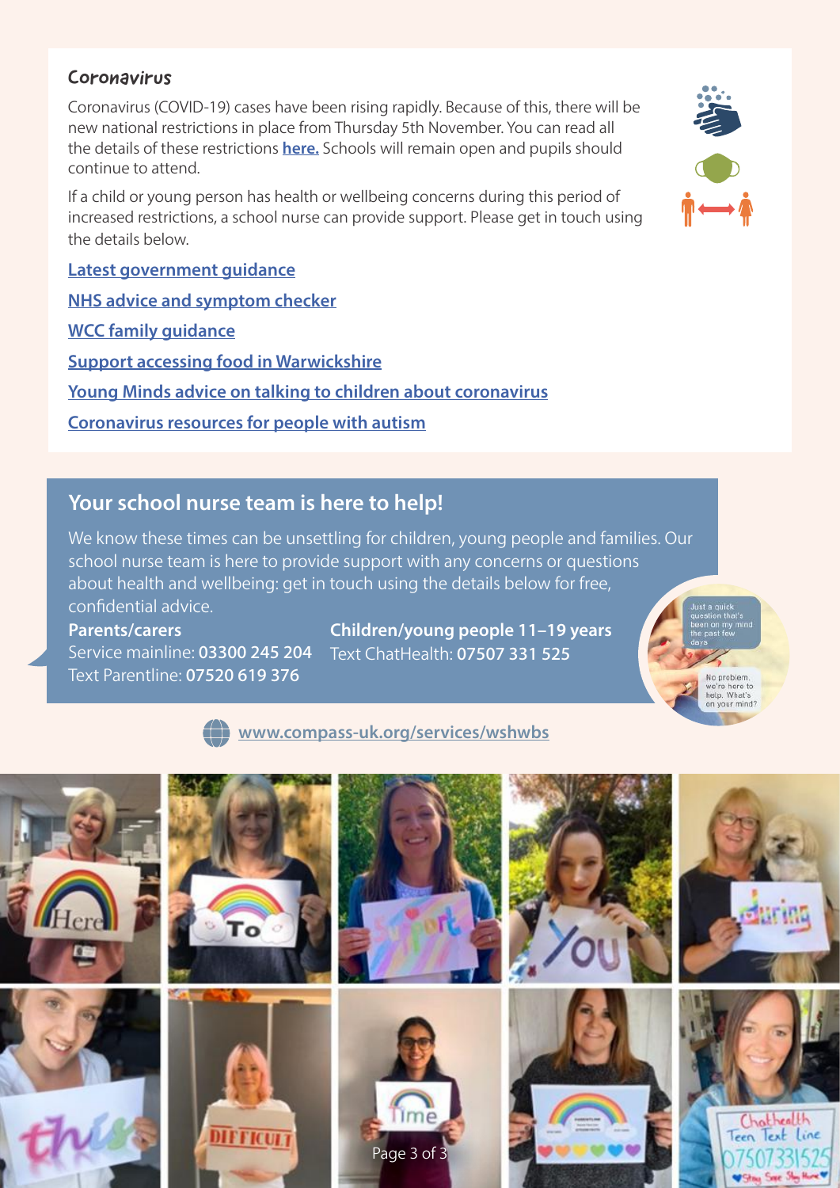## Coronavirus

Coronavirus (COVID-19) cases have been rising rapidly. Because of this, there will be new national restrictions in place from Thursday 5th November. You can read all the details of these restrictions **here.** Schools will remain open and pupils should continue to attend.

If a child or young person has health or wellbeing concerns during this period of increased restrictions, a school nurse can provide support. Please get in touch using the details below.

**Latest government guidance**

**NHS advice and symptom checker**

**WCC family guidance**

**Support accessing food in Warwickshire**

**Young Minds advice on talking to children about coronavirus**

**Coronavirus resources for people with autism**

## Your school nurse team is here to help!

We know these times can be unsettling for children, young people and families. Our school nurse team is here to provide support with any concerns or questions about health and wellbeing: get in touch using the details below for free, confidential advice.

**Parents/carers**
Service mainline: **03300 245 204**
Text Parentline: **07520 619 376**

**Children/young people 11–19 years**
Text ChatHealth: **07507 331 525**

www.compass-uk.org/services/wshwbs